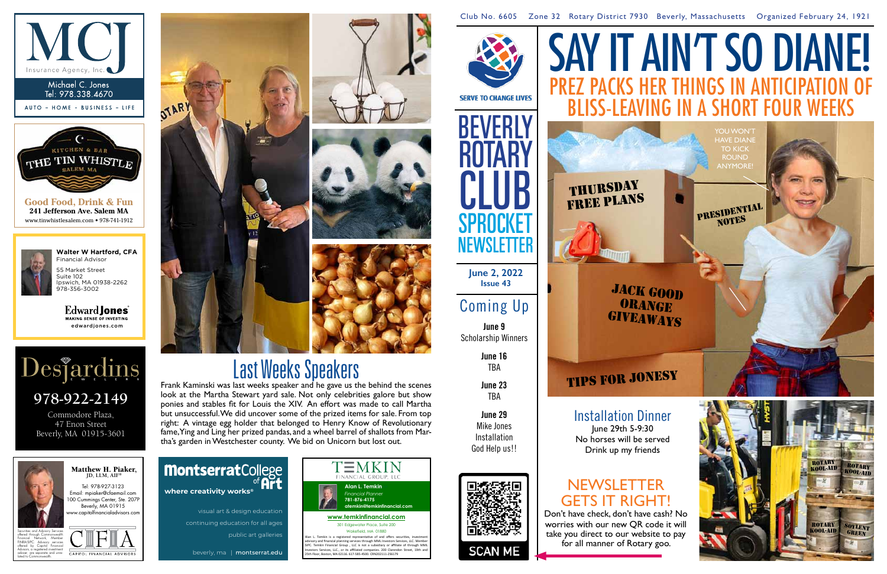Club No. 6605 Zone 32 Rotary District 7930 Beverly, Massachusetts Organized February 24, 1921

# SAY IT AIN'T SO DIANE!

## PREZ PACKS HER THINGS IN ANTICIPATION OF BLISS-LEAVING IN A SHORT FOUR WEEKS

YOU WON'T HAVE DIANE TO KICK ROUND ANYMORE!

THURSDAY FREE PLANS

PRESIDENTIAL NOTES

JACK GOOD ORANGE GIVEAWAYS

TIPS FOR JONESY

SERVE TO CHANGE LIVES

# BEVERLY ROTARY CLUB SPROCKET NEWSLETTER

**June 2, 2022**
**Issue 43**

## Coming Up

**June 9**
Scholarship Winners

**June 16**
TBA

**June 23**
TBA

**June 29**
Mike Jones
Installation
God Help us!!

SCAN ME

## Last Weeks Speakers

Frank Kaminski was last weeks speaker and he gave us the behind the scenes look at the Martha Stewart yard sale. Not only celebrities galore but show ponies and stables fit for Louis the XIV. An effort was made to call Martha but unsuccessful. We did uncover some of the prized items for sale. From top right: A vintage egg holder that belonged to Henry Know of Revolutionary fame, Ying and Ling her prized pandas, and a wheel barrel of shallots from Martha's garden in Westchester county. We bid on Unicorn but lost out.

## Installation Dinner

June 29th 5-9:30
No horses will be served
Drink up my friends

## NEWSLETTER GETS IT RIGHT!

Don't have check, don't have cash? No worries with our new QR code it will take you direct to our website to pay for all manner of Rotary goo.

ROTARY KOOL-AID | SOYLENT GREEN

---

**MCJ** Insurance Agency, Inc.
Michael C. Jones
Tel: 978.338.4670
AUTO - HOME - BUSINESS - LIFE

**THE TIN WHISTLE** KITCHEN & BAR SALEM, MA
Good Food, Drink & Fun
241 Jefferson Ave. Salem MA
www.tinwhistlesalem.com • 978-741-1912

**Walter W Hartford, CFA**
Financial Advisor
55 Market Street
Suite 102
Ipswich, MA 01938-2262
978-356-3002
Edward Jones — MAKING SENSE OF INVESTING
edwardjones.com

**Desjardins** JEWELERS
978-922-2149
Commodore Plaza,
47 Enon Street
Beverly, MA 01915-3601

**Matthew H. Piaker,** JD, LLM, AIF®
Tel: 978-927-3123
Email: mpiaker@cfaemail.com
100 Cummings Center, Ste. 207P
Beverly, MA 01915
www.capitolfinancialadvisors.com
Securities and Advisory Services offered through Commonwealth Financial Network, Member FINRA/SIPC. Advisory services offered by Capitol Financial Advisors, a registered investment adviser, are separate and unrelated to Commonwealth.
CAPITOL FINANCIAL ADVISORS

**Montserrat College of Art**
where creativity works®
visual art & design education
continuing education for all ages
public art galleries
beverly, ma | montserrat.edu

**TEMKIN** FINANCIAL GROUP, LLC
**Alan L. Temkin**
Financial Planner
781-876-4175
atemkin@temkinfinancial.com
www.temkinfinancial.com
301 Edgewater Place, Suite 200
Wakefield, MA 01880
Alan L. Temkin is a registered representative of and offers securities, investment advisory and financial planning services through MML Investors Services, LLC. Member SIPC. Temkin Financial Group, LLC is not a subsidiary or affiliate of MML Investors Services, LLC, or its affiliated companies. 200 Clarendon Street, 19th and 25th Floor, Boston, MA 02116. 617-585-4500. CRN202111-256179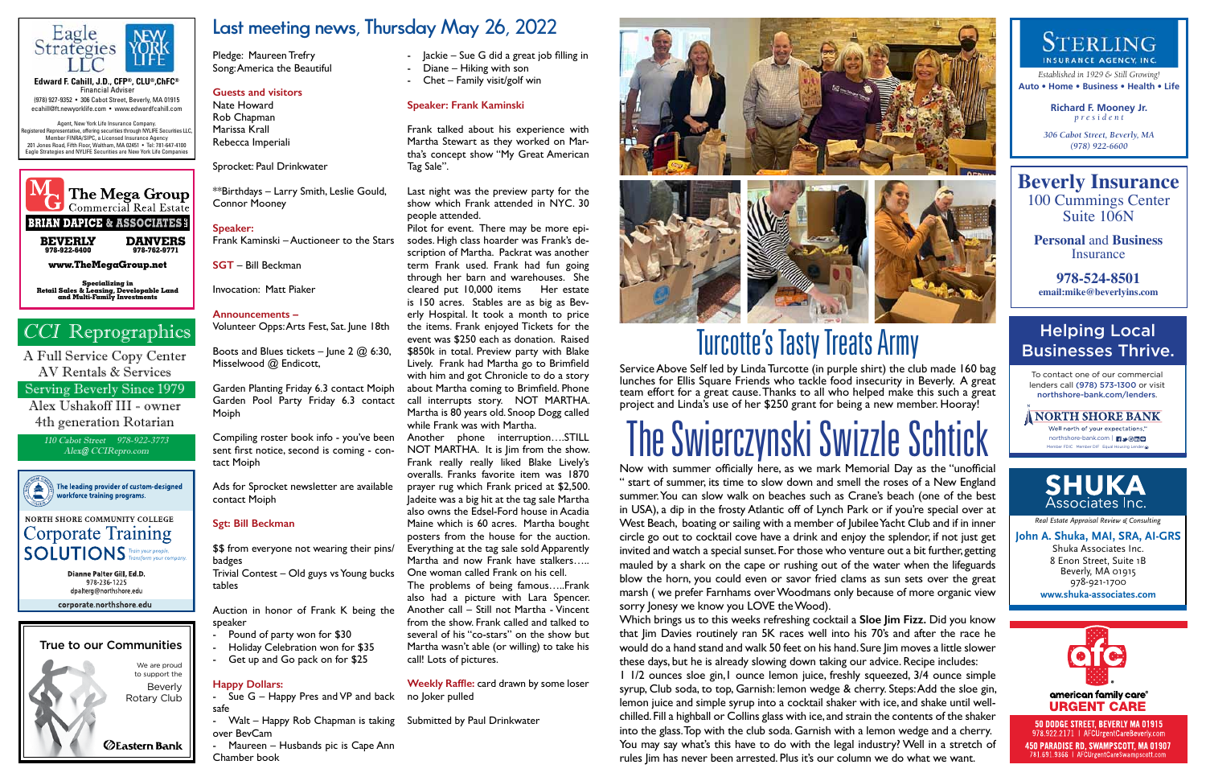Edward F. Cahill, J.D., CFP®, CLU®,ChFC®
Eagle Strategies LLC — New York Life
Financial Adviser
(978) 927-9352 • 306 Cabot Street, Beverly, MA 01915
ecahill@ft.newyorklife.com • www.edwardfcahill.com

Agent, New York Life Insurance Company.
Registered Representative, offering securities through NYLIFE Securities LLC, Member FINRA/SIPC, a Licensed Insurance Agency
201 Jones Road, Fifth Floor, Waltham, MA 02451 • Tel: 781-647-4100
Eagle Strategies and NYLIFE Securities are New York Life Companies

The Mega Group
Commercial Real Estate
BRIAN DAPICE & ASSOCIATES
BEVERLY 978-922-6400 DANVERS 978-762-9771
www.TheMegaGroup.net
Specializing in Retail Sales & Leasing, Developable Land and Multi-Family Investments

CCI Reprographics
A Full Service Copy Center
AV Rentals & Services
Serving Beverly Since 1979
Alex Ushakoff III - owner
4th generation Rotarian
110 Cabot Street 978-922-3773
Alex@ CCIRepro.com

The leading provider of custom-designed workforce training programs.
NORTH SHORE COMMUNITY COLLEGE
Corporate Training SOLUTIONS Train your people. Transform your company.
Dianne Palter Gill, Ed.D.
978-236-1225
dpalterg@northshore.edu
corporate.northshore.edu

True to our Communities
We are proud to support the Beverly Rotary Club
Eastern Bank

## Last meeting news, Thursday May 26, 2022

Pledge: Maureen Trefry
Song: America the Beautiful

**Guests and visitors**
Nate Howard
Rob Chapman
Marissa Krall
Rebecca Imperiali

Sprocket: Paul Drinkwater

**Birthdays – Larry Smith, Leslie Gould, Connor Mooney

**Speaker:**
Frank Kaminski – Auctioneer to the Stars

**SGT** – Bill Beckman

Invocation: Matt Piaker

**Announcements –**
Volunteer Opps: Arts Fest, Sat. June 18th

Boots and Blues tickets – June 2 @ 6:30, Misselwood @ Endicott,

Garden Planting Friday 6.3 contact Moiph
Garden Pool Party Friday 6.3 contact Moiph

Compiling roster book info - you've been sent first notice, second is coming - contact Moiph

Ads for Sprocket newsletter are available contact Moiph

**Sgt: Bill Beckman**

$$ from everyone not wearing their pins/badges
Trivial Contest – Old guys vs Young bucks tables

Auction in honor of Frank K being the speaker
- Pound of party won for $30
- Holiday Celebration won for $35
- Get up and Go pack on for $25

**Happy Dollars:**
- Sue G – Happy Pres and VP and back safe
- Walt – Happy Rob Chapman is taking over BevCam
- Maureen – Husbands pic is Cape Ann Chamber book
- Jackie – Sue G did a great job filling in
- Diane – Hiking with son
- Chet – Family visit/golf win

**Speaker: Frank Kaminski**

Frank talked about his experience with Martha Stewart as they worked on Martha's concept show "My Great American Tag Sale".

Last night was the preview party for the show which Frank attended in NYC. 30 people attended.
Pilot for event. There may be more episodes. High class hoarder was Frank's description of Martha. Packrat was another term Frank used. Frank had fun going through her barn and warehouses. She cleared put 10,000 items Her estate is 150 acres. Stables are as big as Beverly Hospital. It took a month to price the items. Frank enjoyed Tickets for the event was $250 each as donation. Raised $850k in total. Preview party with Blake Lively. Frank had Martha go to Brimfield with him and got Chronicle to do a story about Martha coming to Brimfield. Phone call interrupts story. NOT MARTHA. Martha is 80 years old. Snoop Dogg called while Frank was with Martha.
Another phone interruption….STILL NOT MARTHA. It is Jim from the show. Frank really really liked Blake Lively's overalls. Franks favorite item was 1870 prayer rug which Frank priced at $2,500. Jadeite was a big hit at the tag sale Martha also owns the Edsel-Ford house in Acadia Maine which is 60 acres. Martha bought posters from the house for the auction. Everything at the tag sale sold Apparently Martha and now Frank have stalkers….. One woman called Frank on his cell.
The problems of being famous…..Frank also had a picture with Lara Spencer. Another call – Still not Martha - Vincent from the show. Frank laughed and talked to several of his "co-stars" on the show but Martha wasn't able (or willing) to take his call! Lots of pictures.

**Weekly Raffle:** card drawn by some loser no Joker pulled

Submitted by Paul Drinkwater

## Turcotte's Tasty Treats Army

Service Above Self led by Linda Turcotte (in purple shirt) the club made 160 bag lunches for Ellis Square Friends who tackle food insecurity in Beverly. A great team effort for a great cause. Thanks to all who helped make this such a great project and Linda's use of her $250 grant for being a new member. Hooray!

## The Swierczynski Swizzle Schtick

Now with summer officially here, as we mark Memorial Day as the "unofficial " start of summer, its time to slow down and smell the roses of a New England summer. You can slow walk on beaches such as Crane's beach (one of the best in USA), a dip in the frosty Atlantic off of Lynch Park or if you're special over at West Beach, boating or sailing with a member of Jubilee Yacht Club and if in inner circle go out to cocktail cove have a drink and enjoy the splendor, if not just get invited and watch a special sunset. For those who venture out a bit further, getting mauled by a shark on the cape or rushing out of the water when the lifeguards blow the horn, you could even or savor fried clams as sun sets over the great marsh ( we prefer Farnhams over Woodmans only because of more organic view sorry Jonesy we know you LOVE the Wood).
Which brings us to this weeks refreshing cocktail a **Sloe Jim Fizz.** Did you know that Jim Davies routinely ran 5K races well into his 70's and after the race he would do a hand stand and walk 50 feet on his hand. Sure Jim moves a little slower these days, but he is already slowing down taking our advice. Recipe includes:
1 1/2 ounces sloe gin, 1 ounce lemon juice, freshly squeezed, 3/4 ounce simple syrup, Club soda, to top, Garnish: lemon wedge & cherry. Steps: Add the sloe gin, lemon juice and simple syrup into a cocktail shaker with ice, and shake until well-chilled. Fill a highball or Collins glass with ice, and strain the contents of the shaker into the glass. Top with the club soda. Garnish with a lemon wedge and a cherry. You may say what's this have to do with the legal industry? Well in a stretch of rules Jim has never been arrested. Plus it's our column we do what we want.

STERLING INSURANCE AGENCY, INC.
Established in 1929 & Still Growing!
Auto • Home • Business • Health • Life
Richard F. Mooney Jr.
president
306 Cabot Street, Beverly, MA
(978) 922-6600

Beverly Insurance
100 Cummings Center
Suite 106N
Personal and Business Insurance
978-524-8501
email:mike@beverlyins.com

Helping Local Businesses Thrive.
To contact one of our commercial lenders call (978) 573-1300 or visit northshore-bank.com/lenders.
NORTH SHORE BANK
Well north of your expectations.
northshore-bank.com
Member FDIC Member DIF Equal Housing Lender

SHUKA Associates Inc.
Real Estate Appraisal Review & Consulting
John A. Shuka, MAI, SRA, AI-GRS
Shuka Associates Inc.
8 Enon Street, Suite 1B
Beverly, MA 01915
978-921-1700
www.shuka-associates.com

afc american family care® URGENT CARE
50 DODGE STREET, BEVERLY MA 01915
978.922.2171 | AFCUrgentCareBeverly.com
450 PARADISE RD, SWAMPSCOTT, MA 01907
781.691.9366 | AFCUrgentCareSwampscott.com